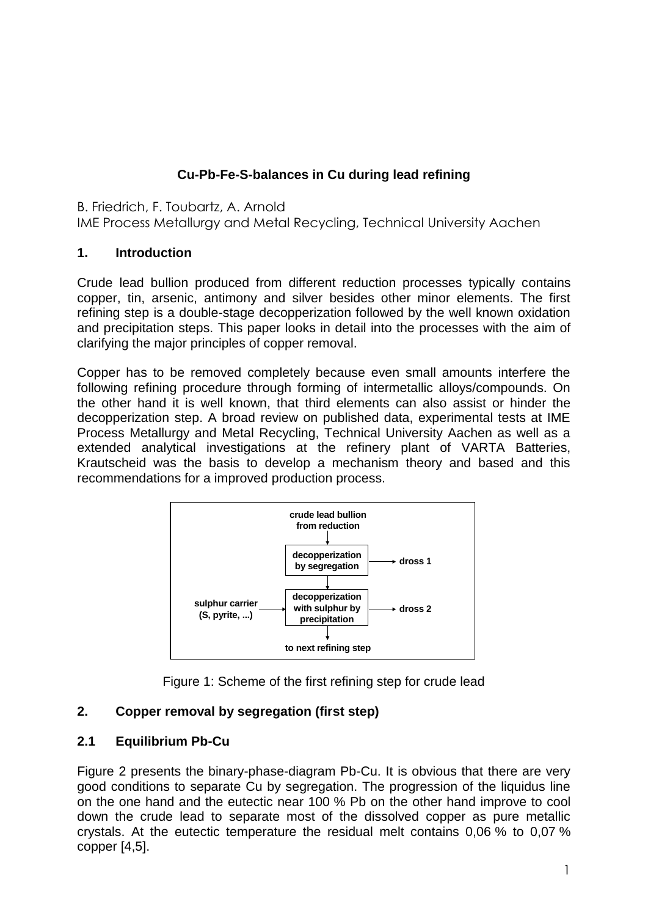# Cu-Pb-Fe-S-balances in Cu during lead refining

B. Friedrich, F. Toubartz, A. Arnold
IME Process Metallurgy and Metal Recycling, Technical University Aachen

## 1. Introduction

Crude lead bullion produced from different reduction processes typically contains copper, tin, arsenic, antimony and silver besides other minor elements. The first refining step is a double-stage decopperization followed by the well known oxidation and precipitation steps. This paper looks in detail into the processes with the aim of clarifying the major principles of copper removal.

Copper has to be removed completely because even small amounts interfere the following refining procedure through forming of intermetallic alloys/compounds. On the other hand it is well known, that third elements can also assist or hinder the decopperization step. A broad review on published data, experimental tests at IME Process Metallurgy and Metal Recycling, Technical University Aachen as well as a extended analytical investigations at the refinery plant of VARTA Batteries, Krautscheid was the basis to develop a mechanism theory and based and this recommendations for a improved production process.

crude lead bullion from reduction → decopperization by segregation → dross 1

sulphur carrier (S, pyrite, ...) → decopperization with sulphur by precipitation → dross 2

→ to next refining step

Figure 1: Scheme of the first refining step for crude lead

## 2. Copper removal by segregation (first step)

### 2.1 Equilibrium Pb-Cu

Figure 2 presents the binary-phase-diagram Pb-Cu. It is obvious that there are very good conditions to separate Cu by segregation. The progression of the liquidus line on the one hand and the eutectic near 100 % Pb on the other hand improve to cool down the crude lead to separate most of the dissolved copper as pure metallic crystals. At the eutectic temperature the residual melt contains 0,06 % to 0,07 % copper [4,5].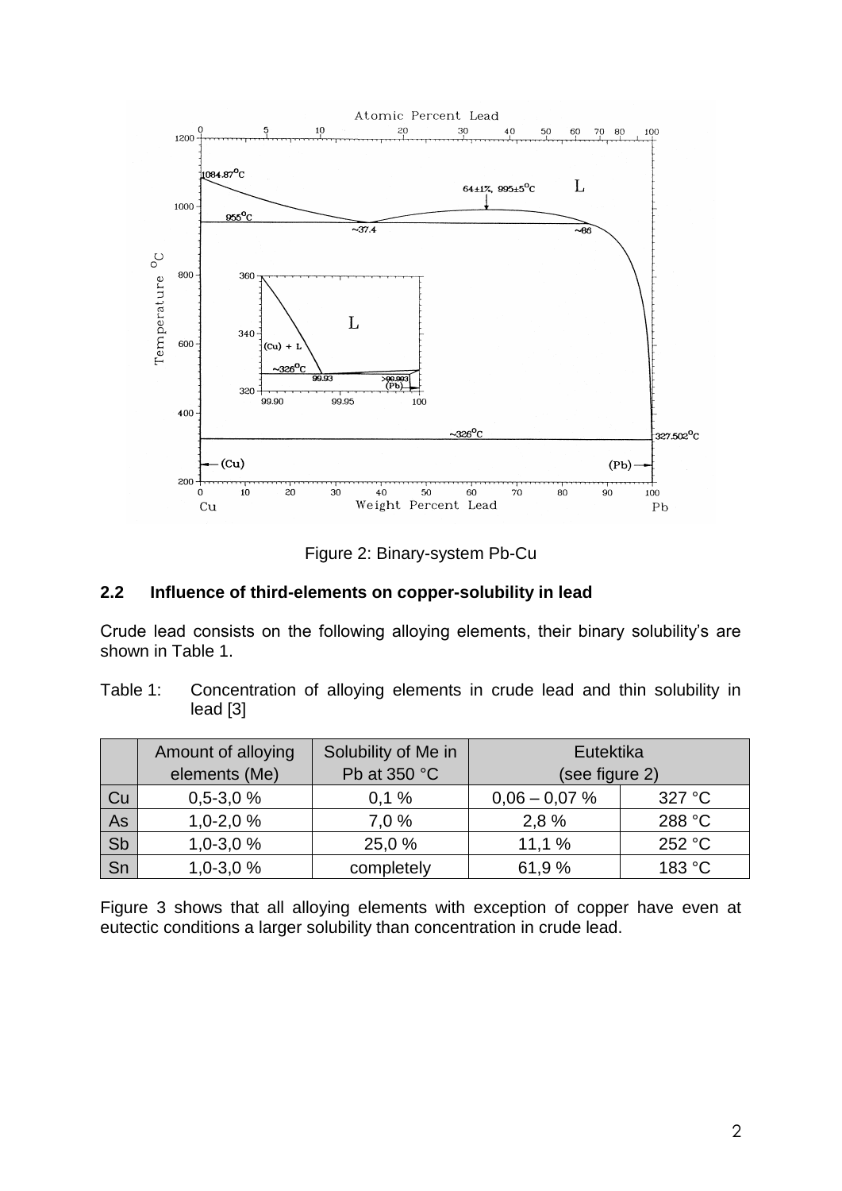Figure 2: Binary-system Pb-Cu

## 2.2 Influence of third-elements on copper-solubility in lead

Crude lead consists on the following alloying elements, their binary solubility's are shown in Table 1.

Table 1: Concentration of alloying elements in crude lead and thin solubility in lead [3]

| | Amount of alloying elements (Me) | Solubility of Me in Pb at 350 °C | Eutektika (see figure 2) | |
|---|---|---|---|---|
| Cu | 0,5-3,0 % | 0,1 % | 0,06 – 0,07 % | 327 °C |
| As | 1,0-2,0 % | 7,0 % | 2,8 % | 288 °C |
| Sb | 1,0-3,0 % | 25,0 % | 11,1 % | 252 °C |
| Sn | 1,0-3,0 % | completely | 61,9 % | 183 °C |

Figure 3 shows that all alloying elements with exception of copper have even at eutectic conditions a larger solubility than concentration in crude lead.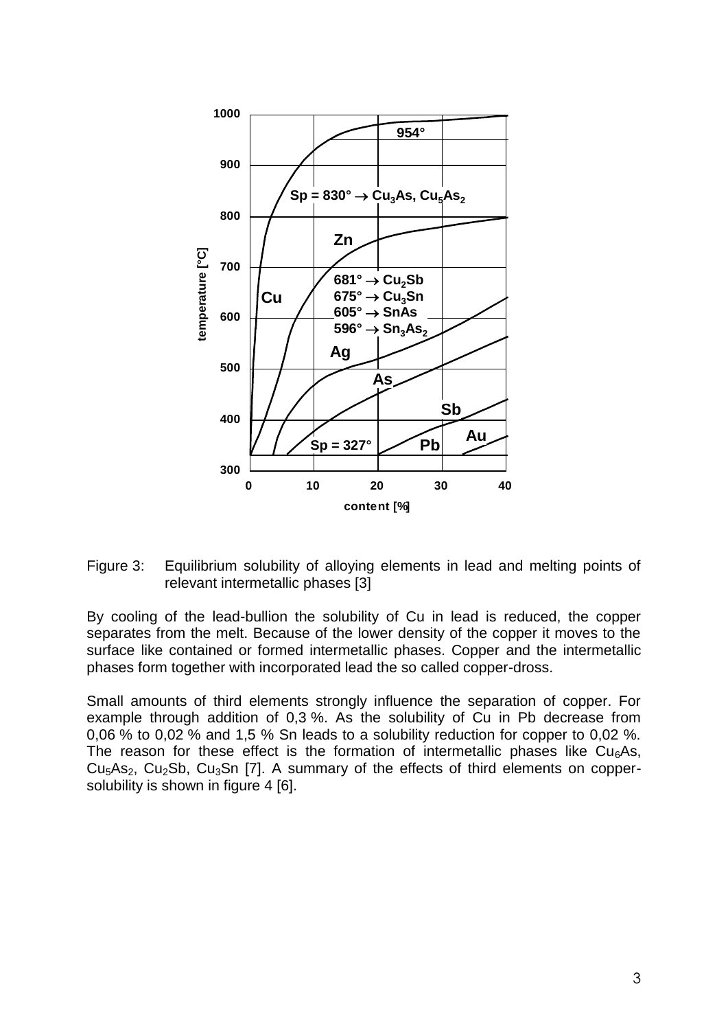Figure 3: Equilibrium solubility of alloying elements in lead and melting points of relevant intermetallic phases [3]

By cooling of the lead-bullion the solubility of Cu in lead is reduced, the copper separates from the melt. Because of the lower density of the copper it moves to the surface like contained or formed intermetallic phases. Copper and the intermetallic phases form together with incorporated lead the so called copper-dross.

Small amounts of third elements strongly influence the separation of copper. For example through addition of 0,3 %. As the solubility of Cu in Pb decrease from 0,06 % to 0,02 % and 1,5 % Sn leads to a solubility reduction for copper to 0,02 %. The reason for these effect is the formation of intermetallic phases like $Cu_6As$, $Cu_5As_2$, $Cu_2Sb$, $Cu_3Sn$ [7]. A summary of the effects of third elements on copper-solubility is shown in figure 4 [6].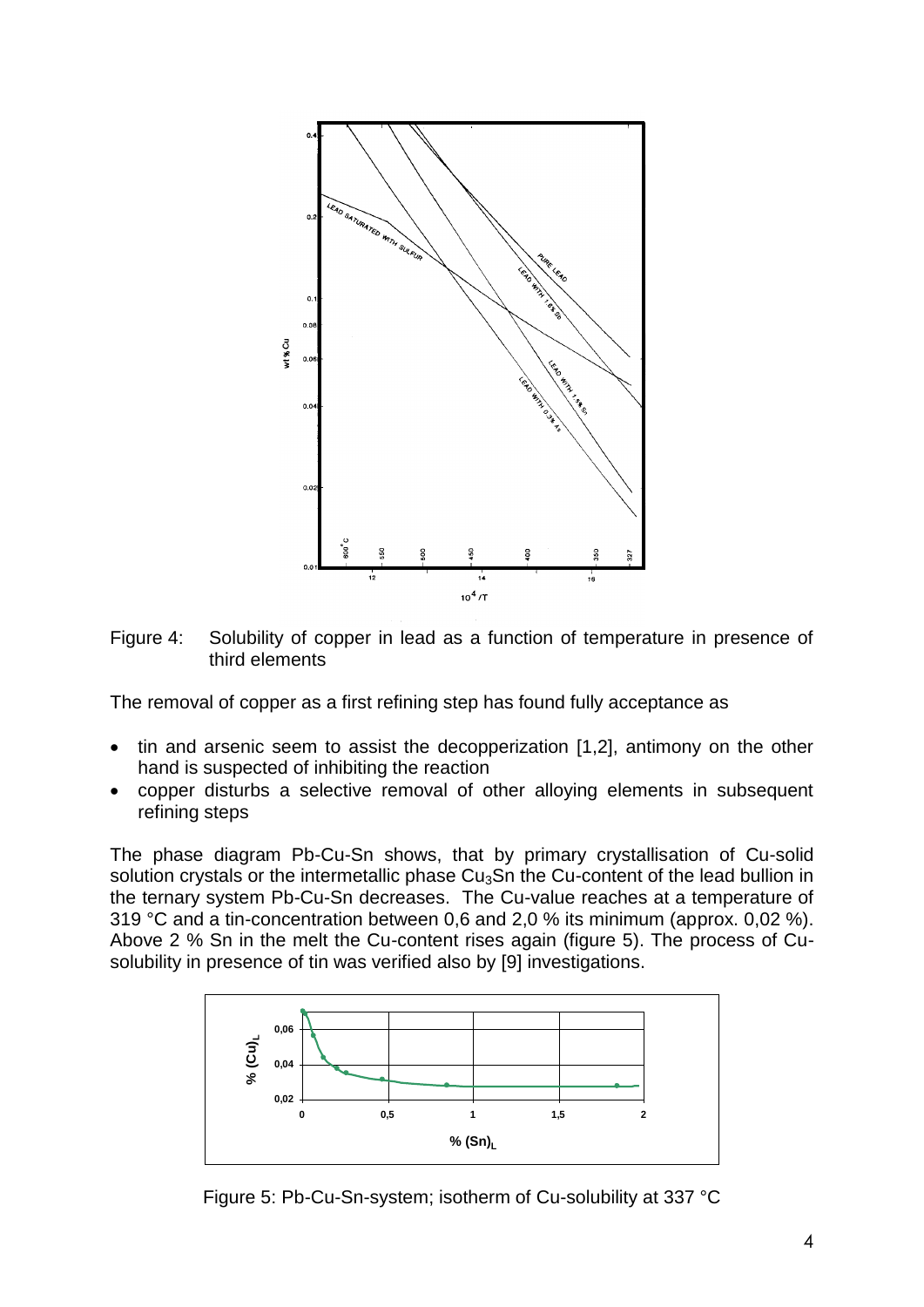Figure 4: Solubility of copper in lead as a function of temperature in presence of third elements

The removal of copper as a first refining step has found fully acceptance as

- tin and arsenic seem to assist the decopperization [1,2], antimony on the other hand is suspected of inhibiting the reaction
- copper disturbs a selective removal of other alloying elements in subsequent refining steps

The phase diagram Pb-Cu-Sn shows, that by primary crystallisation of Cu-solid solution crystals or the intermetallic phase $Cu_3Sn$ the Cu-content of the lead bullion in the ternary system Pb-Cu-Sn decreases. The Cu-value reaches at a temperature of 319 °C and a tin-concentration between 0,6 and 2,0 % its minimum (approx. 0,02 %). Above 2 % Sn in the melt the Cu-content rises again (figure 5). The process of Cu-solubility in presence of tin was verified also by [9] investigations.

Figure 5: Pb-Cu-Sn-system; isotherm of Cu-solubility at 337 °C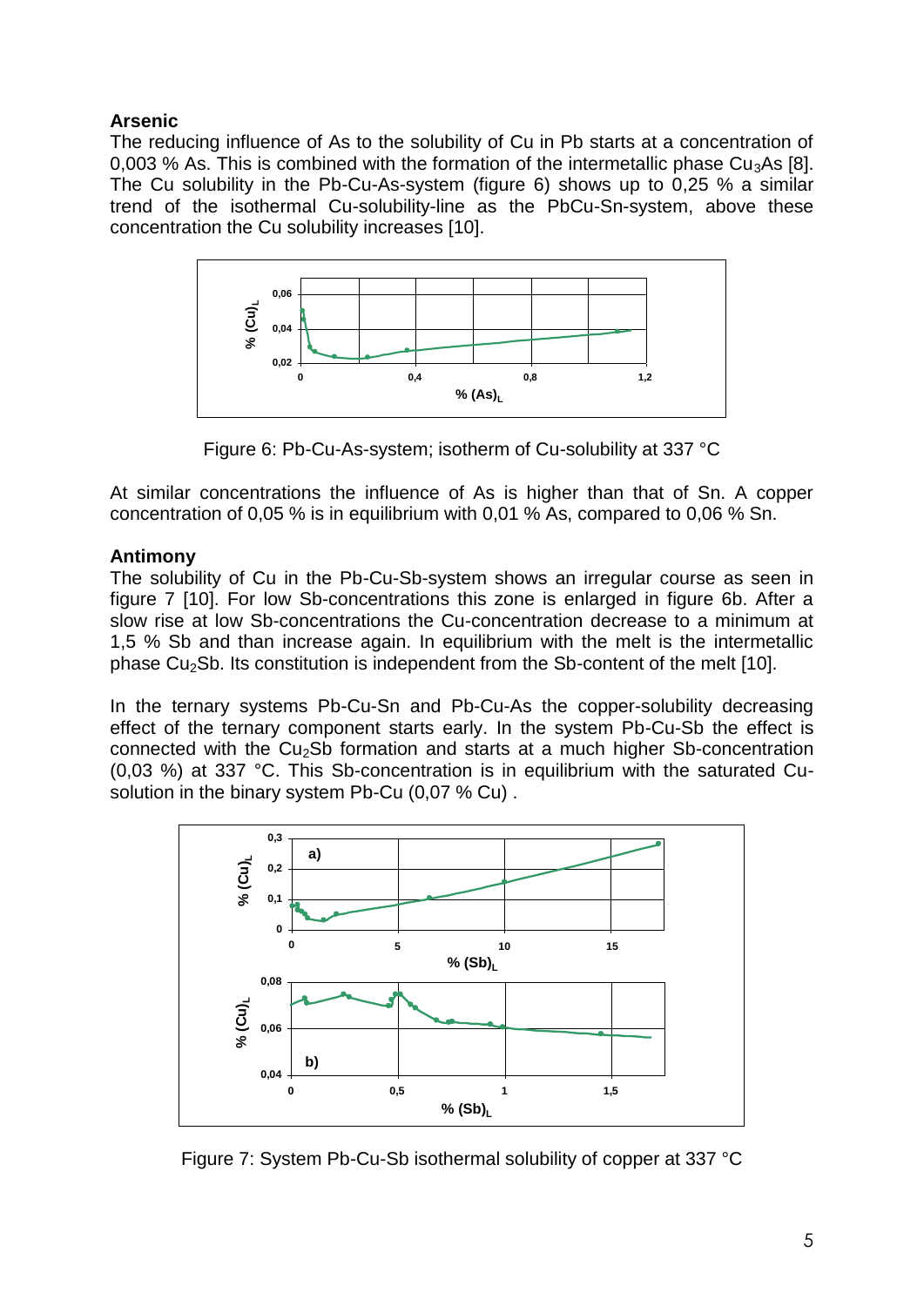### Arsenic

The reducing influence of As to the solubility of Cu in Pb starts at a concentration of 0,003 % As. This is combined with the formation of the intermetallic phase $Cu_3As$ [8]. The Cu solubility in the Pb-Cu-As-system (figure 6) shows up to 0,25 % a similar trend of the isothermal Cu-solubility-line as the PbCu-Sn-system, above these concentration the Cu solubility increases [10].

Figure 6: Pb-Cu-As-system; isotherm of Cu-solubility at 337 °C

At similar concentrations the influence of As is higher than that of Sn. A copper concentration of 0,05 % is in equilibrium with 0,01 % As, compared to 0,06 % Sn.

### Antimony

The solubility of Cu in the Pb-Cu-Sb-system shows an irregular course as seen in figure 7 [10]. For low Sb-concentrations this zone is enlarged in figure 6b. After a slow rise at low Sb-concentrations the Cu-concentration decrease to a minimum at 1,5 % Sb and than increase again. In equilibrium with the melt is the intermetallic phase $Cu_2Sb$. Its constitution is independent from the Sb-content of the melt [10].

In the ternary systems Pb-Cu-Sn and Pb-Cu-As the copper-solubility decreasing effect of the ternary component starts early. In the system Pb-Cu-Sb the effect is connected with the $Cu_2Sb$ formation and starts at a much higher Sb-concentration (0,03 %) at 337 °C. This Sb-concentration is in equilibrium with the saturated Cu-solution in the binary system Pb-Cu (0,07 % Cu) .

Figure 7: System Pb-Cu-Sb isothermal solubility of copper at 337 °C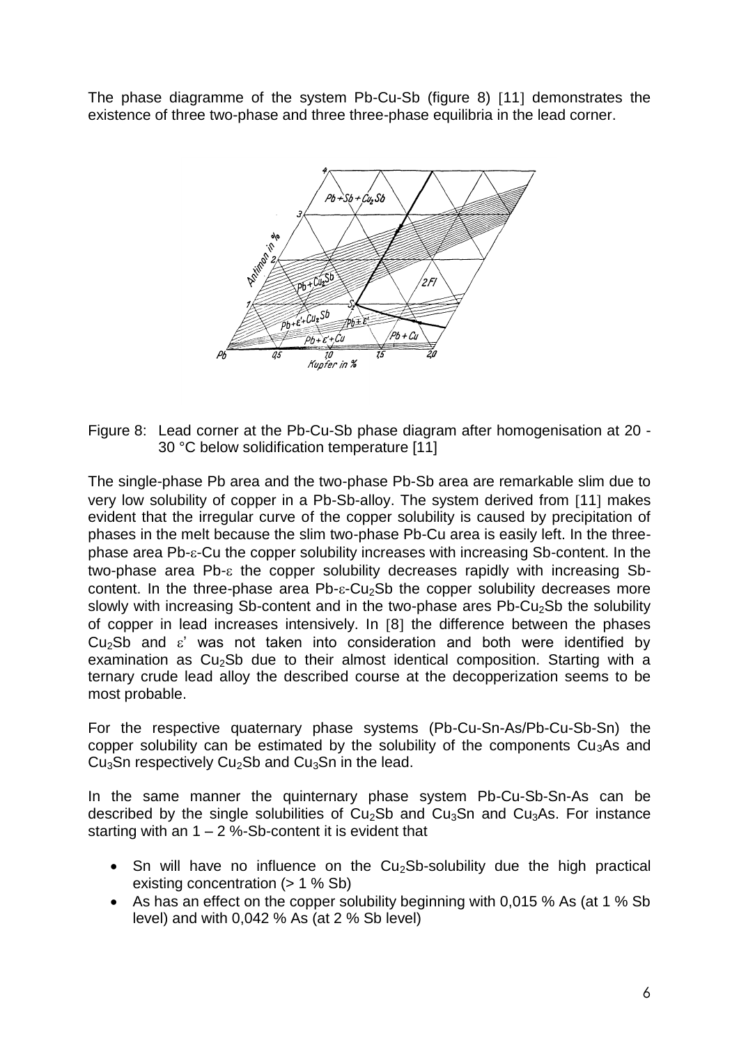The phase diagramme of the system Pb-Cu-Sb (figure 8) [11] demonstrates the existence of three two-phase and three three-phase equilibria in the lead corner.

Figure 8: Lead corner at the Pb-Cu-Sb phase diagram after homogenisation at 20 - 30 °C below solidification temperature [11]

The single-phase Pb area and the two-phase Pb-Sb area are remarkable slim due to very low solubility of copper in a Pb-Sb-alloy. The system derived from [11] makes evident that the irregular curve of the copper solubility is caused by precipitation of phases in the melt because the slim two-phase Pb-Cu area is easily left. In the three-phase area Pb-$\varepsilon$-Cu the copper solubility increases with increasing Sb-content. In the two-phase area Pb-$\varepsilon$ the copper solubility decreases rapidly with increasing Sb-content. In the three-phase area Pb-$\varepsilon$-$Cu_2Sb$ the copper solubility decreases more slowly with increasing Sb-content and in the two-phase ares Pb-$Cu_2Sb$ the solubility of copper in lead increases intensively. In [8] the difference between the phases $Cu_2Sb$ and $\varepsilon$' was not taken into consideration and both were identified by examination as $Cu_2Sb$ due to their almost identical composition. Starting with a ternary crude lead alloy the described course at the decopperization seems to be most probable.

For the respective quaternary phase systems (Pb-Cu-Sn-As/Pb-Cu-Sb-Sn) the copper solubility can be estimated by the solubility of the components $Cu_3As$ and $Cu_3Sn$ respectively $Cu_2Sb$ and $Cu_3Sn$ in the lead.

In the same manner the quinternary phase system Pb-Cu-Sb-Sn-As can be described by the single solubilities of $Cu_2Sb$ and $Cu_3Sn$ and $Cu_3As$. For instance starting with an 1 – 2 %-Sb-content it is evident that

- Sn will have no influence on the $Cu_2Sb$-solubility due the high practical existing concentration (> 1 % Sb)
- As has an effect on the copper solubility beginning with 0,015 % As (at 1 % Sb level) and with 0,042 % As (at 2 % Sb level)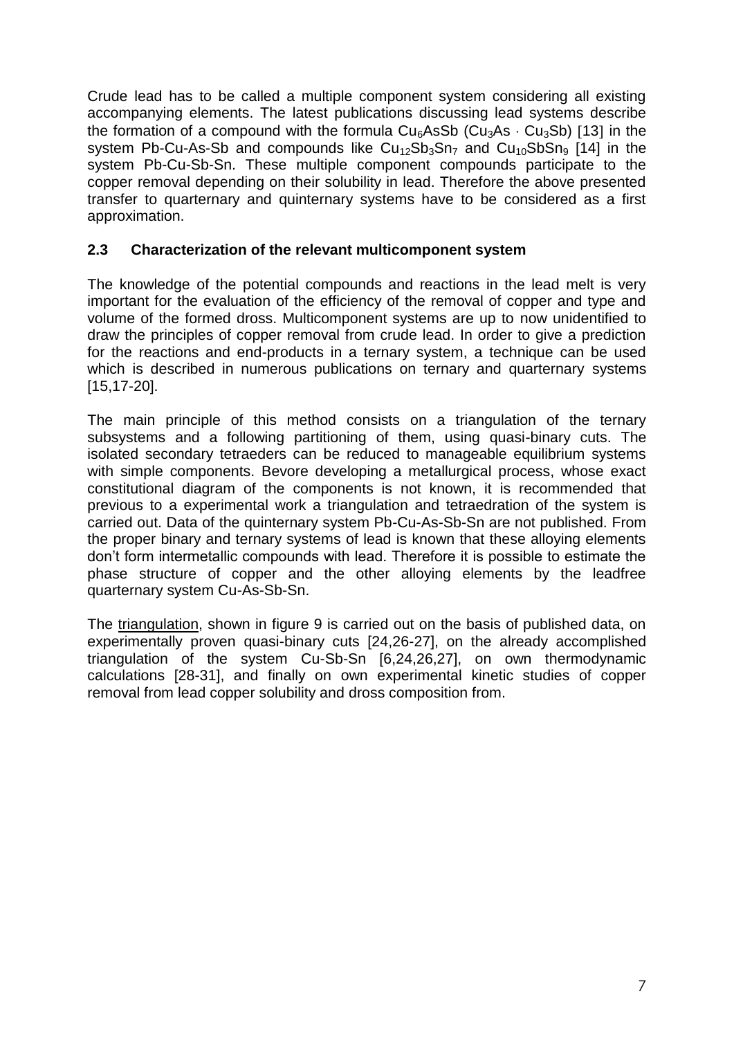Crude lead has to be called a multiple component system considering all existing accompanying elements. The latest publications discussing lead systems describe the formation of a compound with the formula $Cu_6AsSb$ ($Cu_3As \cdot Cu_3Sb$) [13] in the system Pb-Cu-As-Sb and compounds like $Cu_{12}Sb_3Sn_7$ and $Cu_{10}SbSn_9$ [14] in the system Pb-Cu-Sb-Sn. These multiple component compounds participate to the copper removal depending on their solubility in lead. Therefore the above presented transfer to quarternary and quinternary systems have to be considered as a first approximation.

### 2.3 Characterization of the relevant multicomponent system

The knowledge of the potential compounds and reactions in the lead melt is very important for the evaluation of the efficiency of the removal of copper and type and volume of the formed dross. Multicomponent systems are up to now unidentified to draw the principles of copper removal from crude lead. In order to give a prediction for the reactions and end-products in a ternary system, a technique can be used which is described in numerous publications on ternary and quarternary systems [15,17-20].

The main principle of this method consists on a triangulation of the ternary subsystems and a following partitioning of them, using quasi-binary cuts. The isolated secondary tetraeders can be reduced to manageable equilibrium systems with simple components. Bevore developing a metallurgical process, whose exact constitutional diagram of the components is not known, it is recommended that previous to a experimental work a triangulation and tetraedration of the system is carried out. Data of the quinternary system Pb-Cu-As-Sb-Sn are not published. From the proper binary and ternary systems of lead is known that these alloying elements don't form intermetallic compounds with lead. Therefore it is possible to estimate the phase structure of copper and the other alloying elements by the leadfree quarternary system Cu-As-Sb-Sn.

The triangulation, shown in figure 9 is carried out on the basis of published data, on experimentally proven quasi-binary cuts [24,26-27], on the already accomplished triangulation of the system Cu-Sb-Sn [6,24,26,27], on own thermodynamic calculations [28-31], and finally on own experimental kinetic studies of copper removal from lead copper solubility and dross composition from.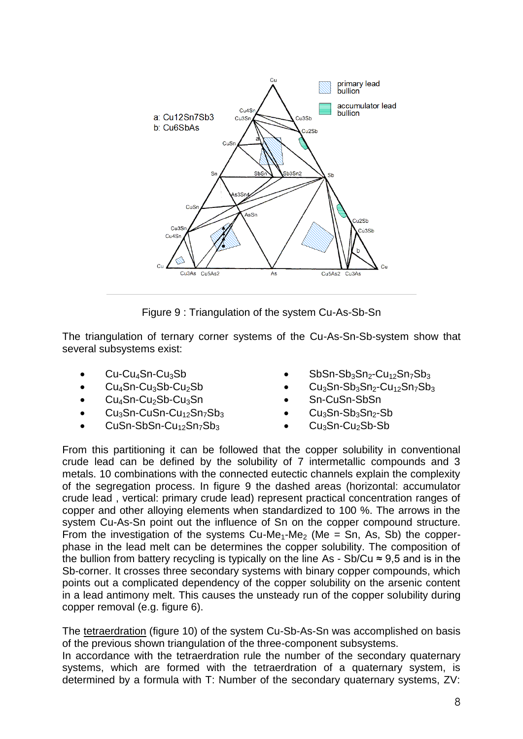Figure 9 : Triangulation of the system Cu-As-Sb-Sn

The triangulation of ternary corner systems of the Cu-As-Sn-Sb-system show that several subsystems exist:

- Cu-$Cu_4Sn$-$Cu_3Sb$
- $Cu_4Sn$-$Cu_3Sb$-$Cu_2Sb$
- $Cu_4Sn$-$Cu_2Sb$-$Cu_3Sn$
- $Cu_3Sn$-CuSn-$Cu_{12}Sn_7Sb_3$
- CuSn-SbSn-$Cu_{12}Sn_7Sb_3$
- SbSn-$Sb_3Sn_2$-$Cu_{12}Sn_7Sb_3$
- $Cu_3Sn$-$Sb_3Sn_2$-$Cu_{12}Sn_7Sb_3$
- Sn-CuSn-SbSn
- $Cu_3Sn$-$Sb_3Sn_2$-Sb
- $Cu_3Sn$-$Cu_2Sb$-Sb

From this partitioning it can be followed that the copper solubility in conventional crude lead can be defined by the solubility of 7 intermetallic compounds and 3 metals. 10 combinations with the connected eutectic channels explain the complexity of the segregation process. In figure 9 the dashed areas (horizontal: accumulator crude lead , vertical: primary crude lead) represent practical concentration ranges of copper and other alloying elements when standardized to 100 %. The arrows in the system Cu-As-Sn point out the influence of Sn on the copper compound structure. From the investigation of the systems Cu-$Me_1$-$Me_2$ (Me = Sn, As, Sb) the copper-phase in the lead melt can be determines the copper solubility. The composition of the bullion from battery recycling is typically on the line As - Sb/Cu ≈ 9,5 and is in the Sb-corner. It crosses three secondary systems with binary copper compounds, which points out a complicated dependency of the copper solubility on the arsenic content in a lead antimony melt. This causes the unsteady run of the copper solubility during copper removal (e.g. figure 6).

The tetraerdration (figure 10) of the system Cu-Sb-As-Sn was accomplished on basis of the previous shown triangulation of the three-component subsystems.
In accordance with the tetraerdration rule the number of the secondary quaternary systems, which are formed with the tetraerdration of a quaternary system, is determined by a formula with T: Number of the secondary quaternary systems, ZV: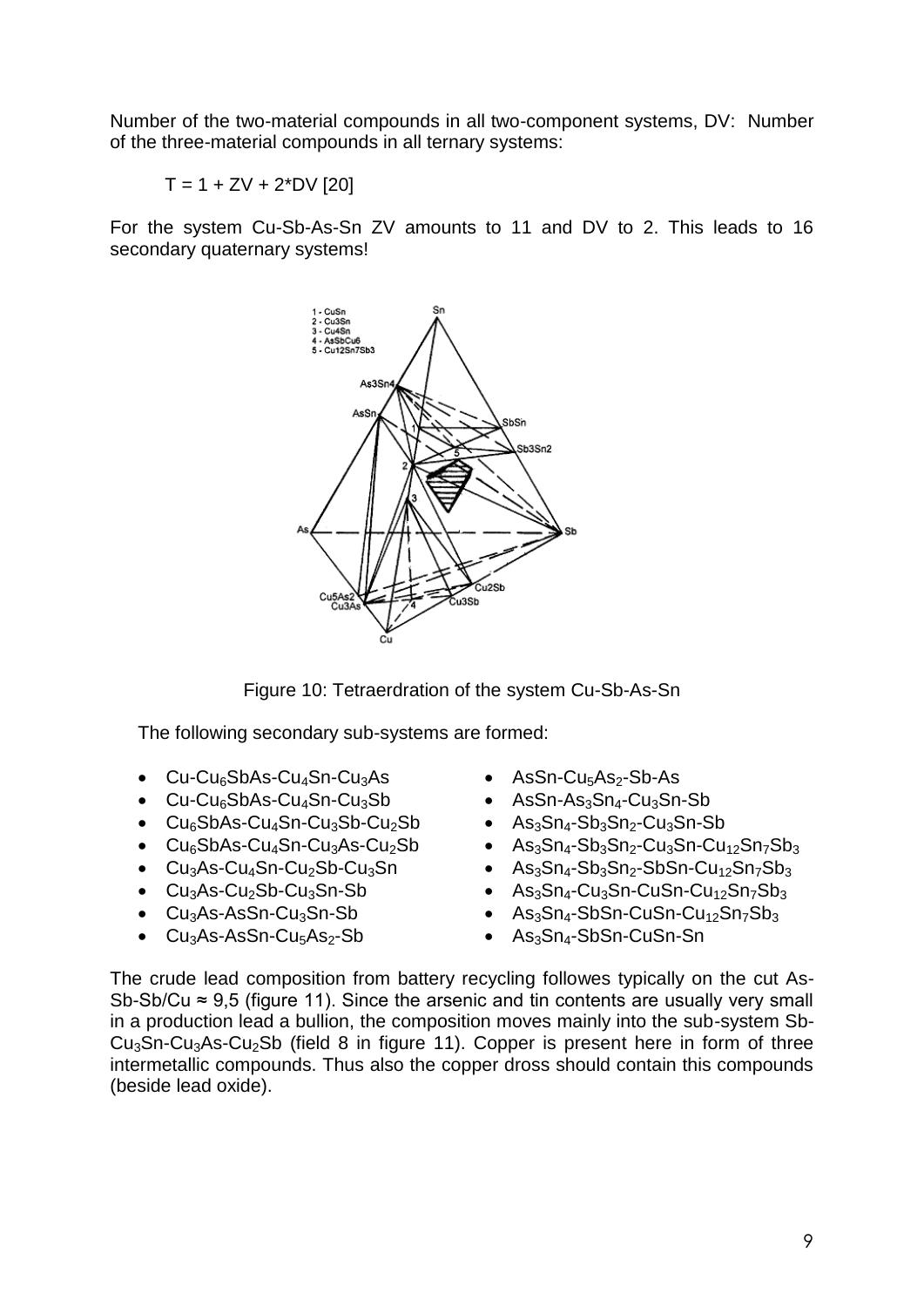Number of the two-material compounds in all two-component systems, DV: Number of the three-material compounds in all ternary systems:

$$T = 1 + ZV + 2*DV \ [20]$$

For the system Cu-Sb-As-Sn ZV amounts to 11 and DV to 2. This leads to 16 secondary quaternary systems!

Figure 10: Tetraerdration of the system Cu-Sb-As-Sn

The following secondary sub-systems are formed:

- Cu-$Cu_6SbAs$-$Cu_4Sn$-$Cu_3As$
- Cu-$Cu_6SbAs$-$Cu_4Sn$-$Cu_3Sb$
- $Cu_6SbAs$-$Cu_4Sn$-$Cu_3Sb$-$Cu_2Sb$
- $Cu_6SbAs$-$Cu_4Sn$-$Cu_3As$-$Cu_2Sb$
- $Cu_3As$-$Cu_4Sn$-$Cu_2Sb$-$Cu_3Sn$
- $Cu_3As$-$Cu_2Sb$-$Cu_3Sn$-Sb
- $Cu_3As$-AsSn-$Cu_3Sn$-Sb
- $Cu_3As$-AsSn-$Cu_5As_2$-Sb
- AsSn-$Cu_5As_2$-Sb-As
- AsSn-$As_3Sn_4$-$Cu_3Sn$-Sb
- $As_3Sn_4$-$Sb_3Sn_2$-$Cu_3Sn$-Sb
- $As_3Sn_4$-$Sb_3Sn_2$-$Cu_3Sn$-$Cu_{12}Sn_7Sb_3$
- $As_3Sn_4$-$Sb_3Sn_2$-SbSn-$Cu_{12}Sn_7Sb_3$
- $As_3Sn_4$-$Cu_3Sn$-CuSn-$Cu_{12}Sn_7Sb_3$
- $As_3Sn_4$-SbSn-CuSn-$Cu_{12}Sn_7Sb_3$
- $As_3Sn_4$-SbSn-CuSn-Sn

The crude lead composition from battery recycling followes typically on the cut As-Sb-Sb/Cu ≈ 9,5 (figure 11). Since the arsenic and tin contents are usually very small in a production lead a bullion, the composition moves mainly into the sub-system Sb-$Cu_3Sn$-$Cu_3As$-$Cu_2Sb$ (field 8 in figure 11). Copper is present here in form of three intermetallic compounds. Thus also the copper dross should contain this compounds (beside lead oxide).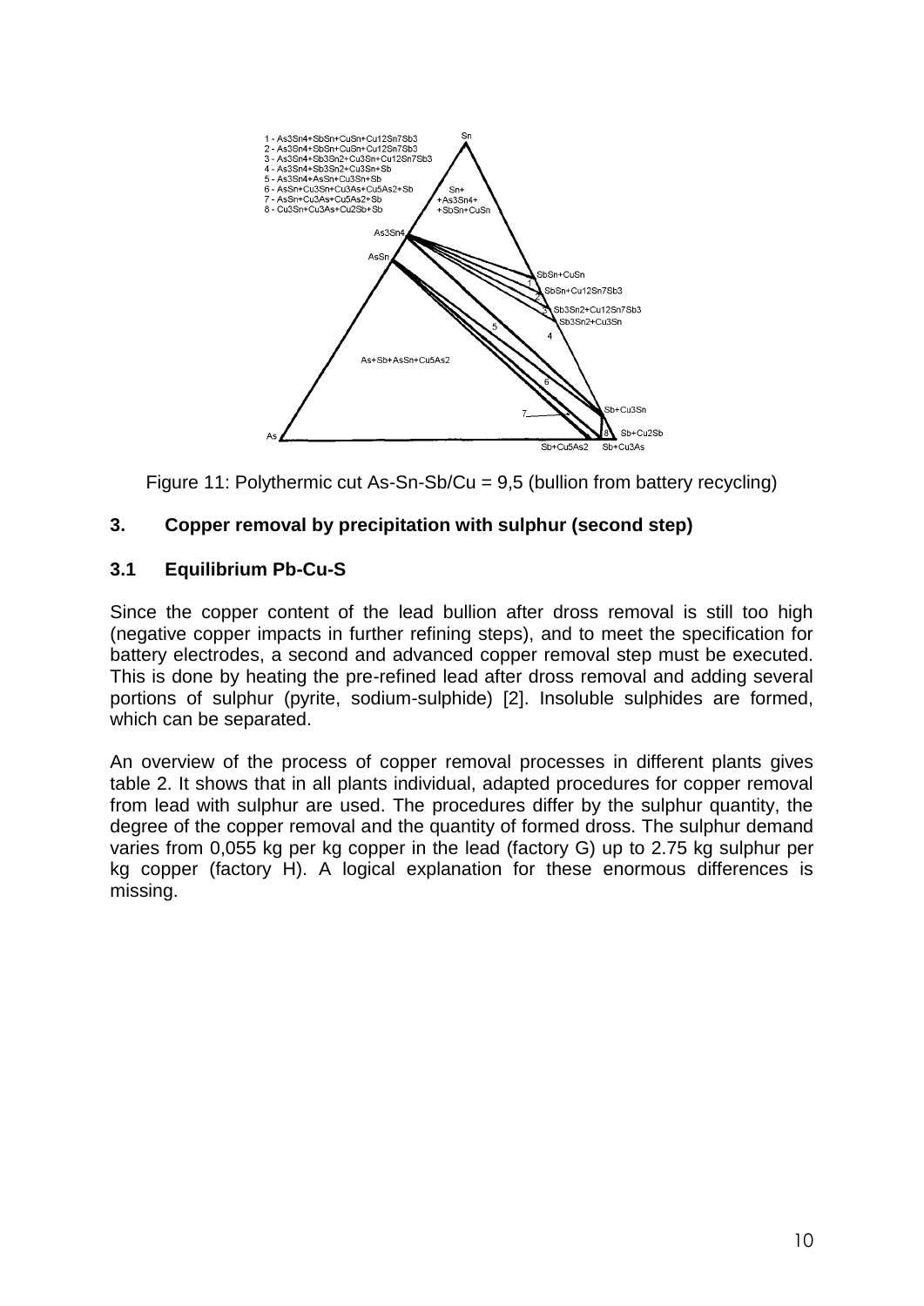Figure 11: Polythermic cut As-Sn-Sb/Cu = 9,5 (bullion from battery recycling)

## 3. Copper removal by precipitation with sulphur (second step)

### 3.1 Equilibrium Pb-Cu-S

Since the copper content of the lead bullion after dross removal is still too high (negative copper impacts in further refining steps), and to meet the specification for battery electrodes, a second and advanced copper removal step must be executed. This is done by heating the pre-refined lead after dross removal and adding several portions of sulphur (pyrite, sodium-sulphide) [2]. Insoluble sulphides are formed, which can be separated.

An overview of the process of copper removal processes in different plants gives table 2. It shows that in all plants individual, adapted procedures for copper removal from lead with sulphur are used. The procedures differ by the sulphur quantity, the degree of the copper removal and the quantity of formed dross. The sulphur demand varies from 0,055 kg per kg copper in the lead (factory G) up to 2.75 kg sulphur per kg copper (factory H). A logical explanation for these enormous differences is missing.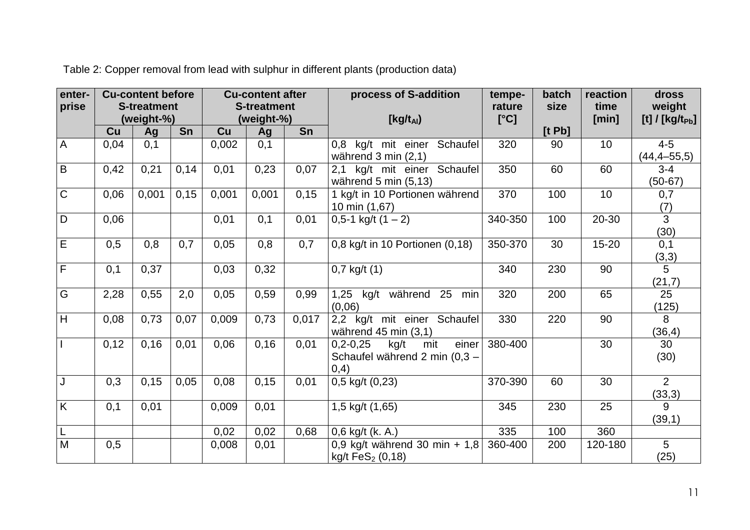Table 2: Copper removal from lead with sulphur in different plants (production data)

| enter-prise | Cu-content before S-treatment (weight-%) | | | Cu-content after S-treatment (weight-%) | | | process of S-addition [kg/$t_{Al}$] | tempe-rature [°C] | batch size [t Pb] | reaction time [min] | dross weight [t] / [kg/$t_{Pb}$] |
|---|---|---|---|---|---|---|---|---|---|---|---|
| | Cu | Ag | Sn | Cu | Ag | Sn | | | | | |
| A | 0,04 | 0,1 | | 0,002 | 0,1 | | 0,8 kg/t mit einer Schaufel während 3 min (2,1) | 320 | 90 | 10 | 4-5 (44,4–55,5) |
| B | 0,42 | 0,21 | 0,14 | 0,01 | 0,23 | 0,07 | 2,1 kg/t mit einer Schaufel während 5 min (5,13) | 350 | 60 | 60 | 3-4 (50-67) |
| C | 0,06 | 0,001 | 0,15 | 0,001 | 0,001 | 0,15 | 1 kg/t in 10 Portionen während 10 min (1,67) | 370 | 100 | 10 | 0,7 (7) |
| D | 0,06 | | | 0,01 | 0,1 | 0,01 | 0,5-1 kg/t (1 – 2) | 340-350 | 100 | 20-30 | 3 (30) |
| E | 0,5 | 0,8 | 0,7 | 0,05 | 0,8 | 0,7 | 0,8 kg/t in 10 Portionen (0,18) | 350-370 | 30 | 15-20 | 0,1 (3,3) |
| F | 0,1 | 0,37 | | 0,03 | 0,32 | | 0,7 kg/t (1) | 340 | 230 | 90 | 5 (21,7) |
| G | 2,28 | 0,55 | 2,0 | 0,05 | 0,59 | 0,99 | 1,25 kg/t während 25 min (0,06) | 320 | 200 | 65 | 25 (125) |
| H | 0,08 | 0,73 | 0,07 | 0,009 | 0,73 | 0,017 | 2,2 kg/t mit einer Schaufel während 45 min (3,1) | 330 | 220 | 90 | 8 (36,4) |
| I | 0,12 | 0,16 | 0,01 | 0,06 | 0,16 | 0,01 | 0,2-0,25 kg/t mit einer Schaufel während 2 min (0,3 – 0,4) | 380-400 | | 30 | 30 (30) |
| J | 0,3 | 0,15 | 0,05 | 0,08 | 0,15 | 0,01 | 0,5 kg/t (0,23) | 370-390 | 60 | 30 | 2 (33,3) |
| K | 0,1 | 0,01 | | 0,009 | 0,01 | | 1,5 kg/t (1,65) | 345 | 230 | 25 | 9 (39,1) |
| L | | | | 0,02 | 0,02 | 0,68 | 0,6 kg/t (k. A.) | 335 | 100 | 360 | |
| M | 0,5 | | | 0,008 | 0,01 | | 0,9 kg/t während 30 min + 1,8 kg/t $FeS_2$ (0,18) | 360-400 | 200 | 120-180 | 5 (25) |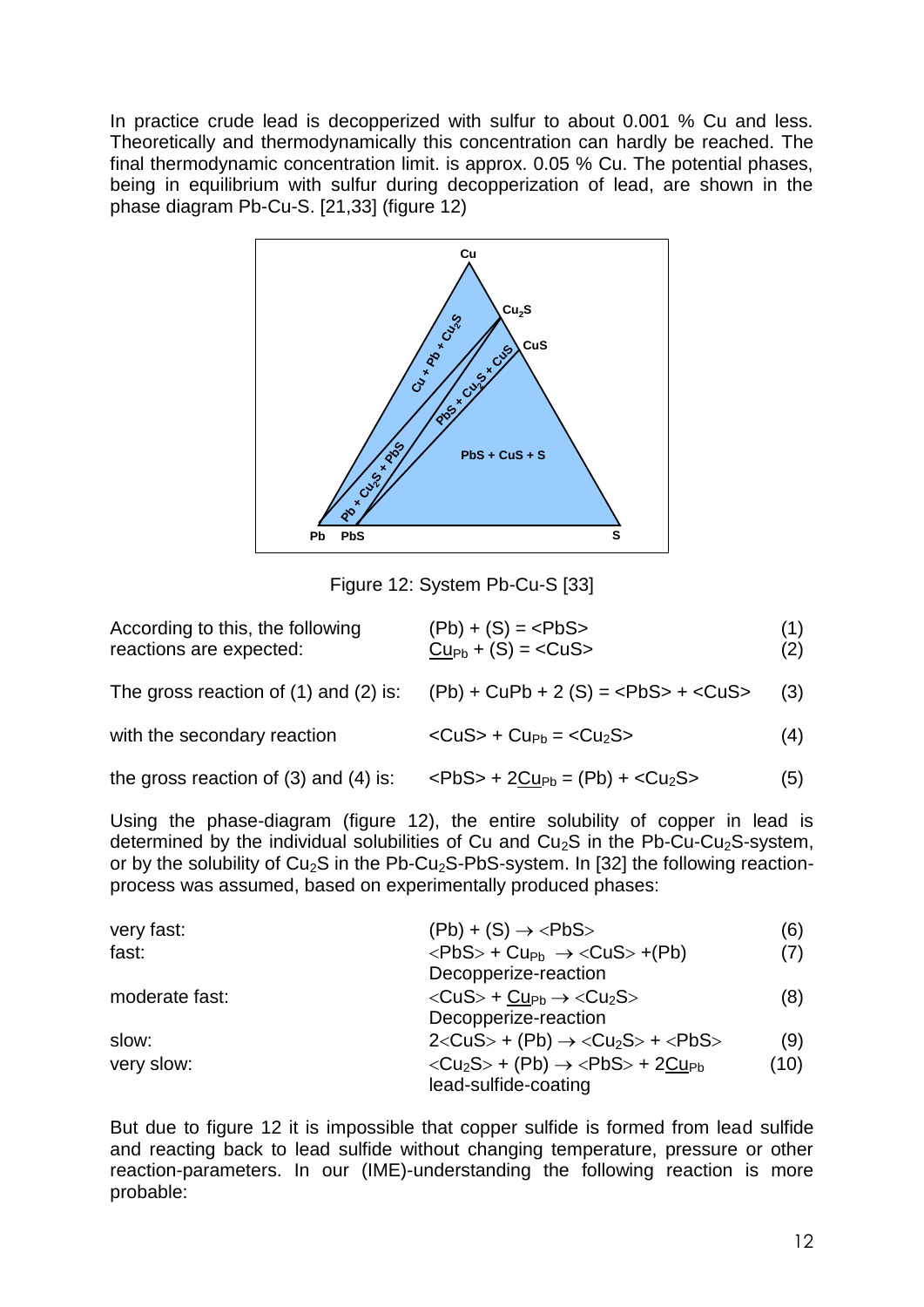In practice crude lead is decopperized with sulfur to about 0.001 % Cu and less. Theoretically and thermodynamically this concentration can hardly be reached. The final thermodynamic concentration limit. is approx. 0.05 % Cu. The potential phases, being in equilibrium with sulfur during decopperization of lead, are shown in the phase diagram Pb-Cu-S. [21,33] (figure 12)

Figure 12: System Pb-Cu-S [33]

According to this, the following reactions are expected:

$$(Pb) + (S) = \langle PbS \rangle \quad (1)$$

$$\underline{Cu}_{Pb} + (S) = \langle CuS \rangle \quad (2)$$

The gross reaction of (1) and (2) is:

$$(Pb) + CuPb + 2\,(S) = \langle PbS \rangle + \langle CuS \rangle \quad (3)$$

with the secondary reaction

$$\langle CuS \rangle + Cu_{Pb} = \langle Cu_2S \rangle \quad (4)$$

the gross reaction of (3) and (4) is:

$$\langle PbS \rangle + 2\underline{Cu}_{Pb} = (Pb) + \langle Cu_2S \rangle \quad (5)$$

Using the phase-diagram (figure 12), the entire solubility of copper in lead is determined by the individual solubilities of Cu and $Cu_2S$ in the Pb-Cu-$Cu_2S$-system, or by the solubility of $Cu_2S$ in the Pb-$Cu_2S$-PbS-system. In [32] the following reaction-process was assumed, based on experimentally produced phases:

very fast:

$$(Pb) + (S) \rightarrow \langle PbS \rangle \quad (6)$$

fast:

$$\langle PbS \rangle + Cu_{Pb} \rightarrow \langle CuS \rangle + (Pb) \quad (7)$$

Decopperize-reaction

moderate fast:

$$\langle CuS \rangle + \underline{Cu}_{Pb} \rightarrow \langle Cu_2S \rangle \quad (8)$$

Decopperize-reaction

slow:

$$2\langle CuS \rangle + (Pb) \rightarrow \langle Cu_2S \rangle + \langle PbS \rangle \quad (9)$$

very slow:

$$\langle Cu_2S \rangle + (Pb) \rightarrow \langle PbS \rangle + 2\underline{Cu}_{Pb} \quad (10)$$

lead-sulfide-coating

But due to figure 12 it is impossible that copper sulfide is formed from lead sulfide and reacting back to lead sulfide without changing temperature, pressure or other reaction-parameters. In our (IME)-understanding the following reaction is more probable: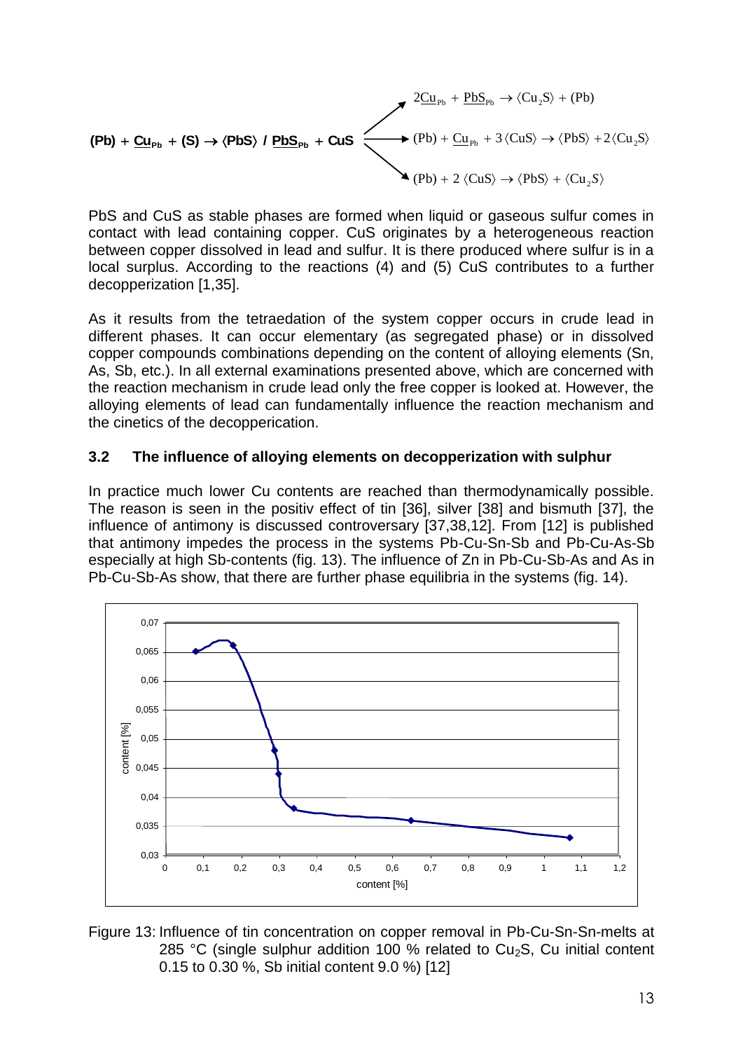$$(Pb) + \underline{Cu}_{Pb} + (S) \rightarrow \langle PbS \rangle \,/\, \underline{PbS}_{Pb} + CuS \rightarrow \begin{cases} 2\underline{Cu}_{Pb} + \underline{PbS}_{Pb} \rightarrow \langle Cu_2S \rangle + (Pb) \\ (Pb) + \underline{Cu}_{Pb} + 3\langle CuS \rangle \rightarrow \langle PbS \rangle + 2\langle Cu_2S \rangle \\ (Pb) + 2\langle CuS \rangle \rightarrow \langle PbS \rangle + \langle Cu_2S \rangle \end{cases}$$

PbS and CuS as stable phases are formed when liquid or gaseous sulfur comes in contact with lead containing copper. CuS originates by a heterogeneous reaction between copper dissolved in lead and sulfur. It is there produced where sulfur is in a local surplus. According to the reactions (4) and (5) CuS contributes to a further decopperization [1,35].

As it results from the tetraedation of the system copper occurs in crude lead in different phases. It can occur elementary (as segregated phase) or in dissolved copper compounds combinations depending on the content of alloying elements (Sn, As, Sb, etc.). In all external examinations presented above, which are concerned with the reaction mechanism in crude lead only the free copper is looked at. However, the alloying elements of lead can fundamentally influence the reaction mechanism and the cinetics of the decopperication.

### 3.2 The influence of alloying elements on decopperization with sulphur

In practice much lower Cu contents are reached than thermodynamically possible. The reason is seen in the positiv effect of tin [36], silver [38] and bismuth [37], the influence of antimony is discussed controversary [37,38,12]. From [12] is published that antimony impedes the process in the systems Pb-Cu-Sn-Sb and Pb-Cu-As-Sb especially at high Sb-contents (fig. 13). The influence of Zn in Pb-Cu-Sb-As and As in Pb-Cu-Sb-As show, that there are further phase equilibria in the systems (fig. 14).

Figure 13: Influence of tin concentration on copper removal in Pb-Cu-Sn-Sn-melts at 285 °C (single sulphur addition 100 % related to $Cu_2S$, Cu initial content 0.15 to 0.30 %, Sb initial content 9.0 %) [12]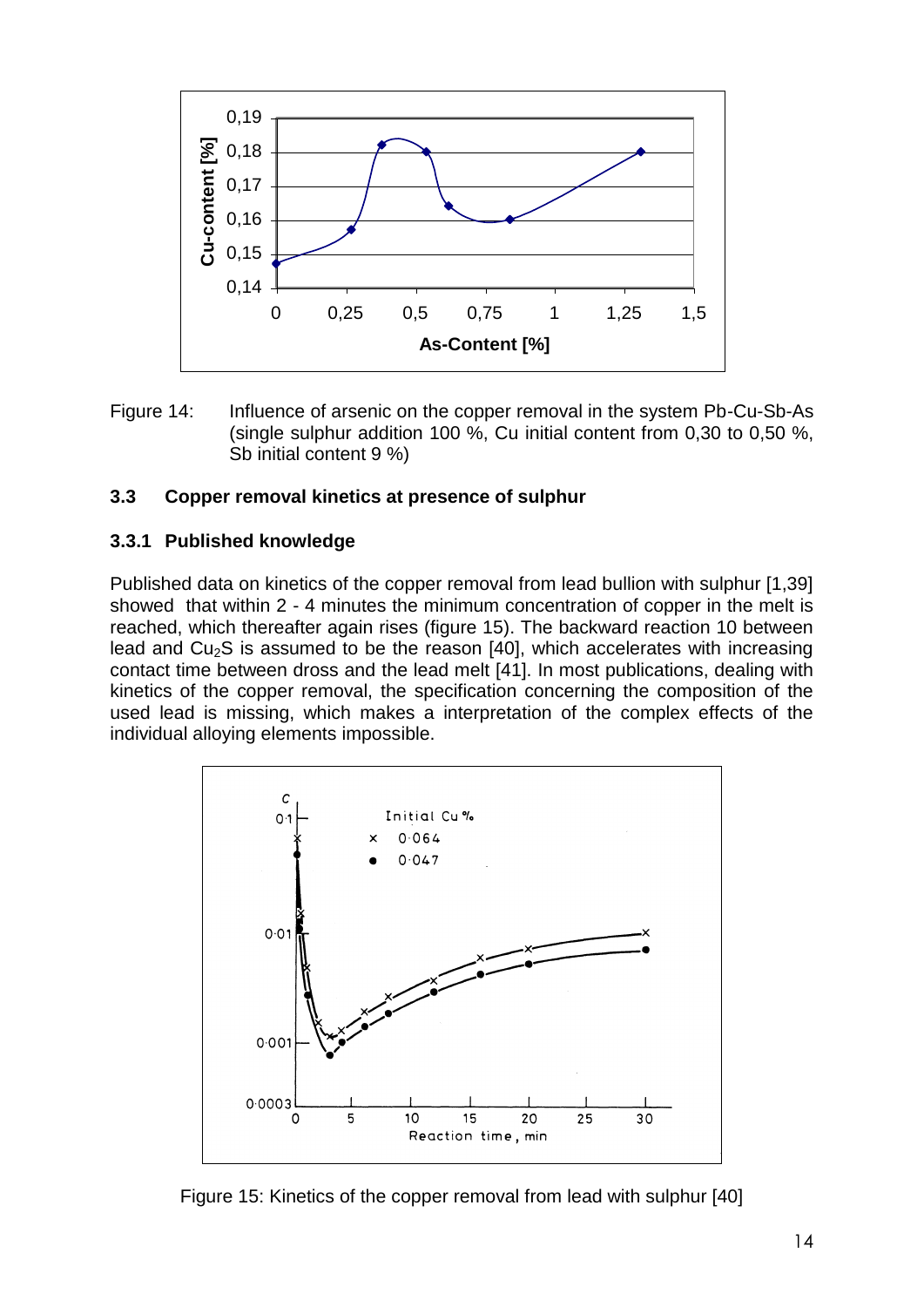Figure 14: Influence of arsenic on the copper removal in the system Pb-Cu-Sb-As (single sulphur addition 100 %, Cu initial content from 0,30 to 0,50 %, Sb initial content 9 %)

### 3.3 Copper removal kinetics at presence of sulphur

#### 3.3.1 Published knowledge

Published data on kinetics of the copper removal from lead bullion with sulphur [1,39] showed that within 2 - 4 minutes the minimum concentration of copper in the melt is reached, which thereafter again rises (figure 15). The backward reaction 10 between lead and $Cu_2S$ is assumed to be the reason [40], which accelerates with increasing contact time between dross and the lead melt [41]. In most publications, dealing with kinetics of the copper removal, the specification concerning the composition of the used lead is missing, which makes a interpretation of the complex effects of the individual alloying elements impossible.

Figure 15: Kinetics of the copper removal from lead with sulphur [40]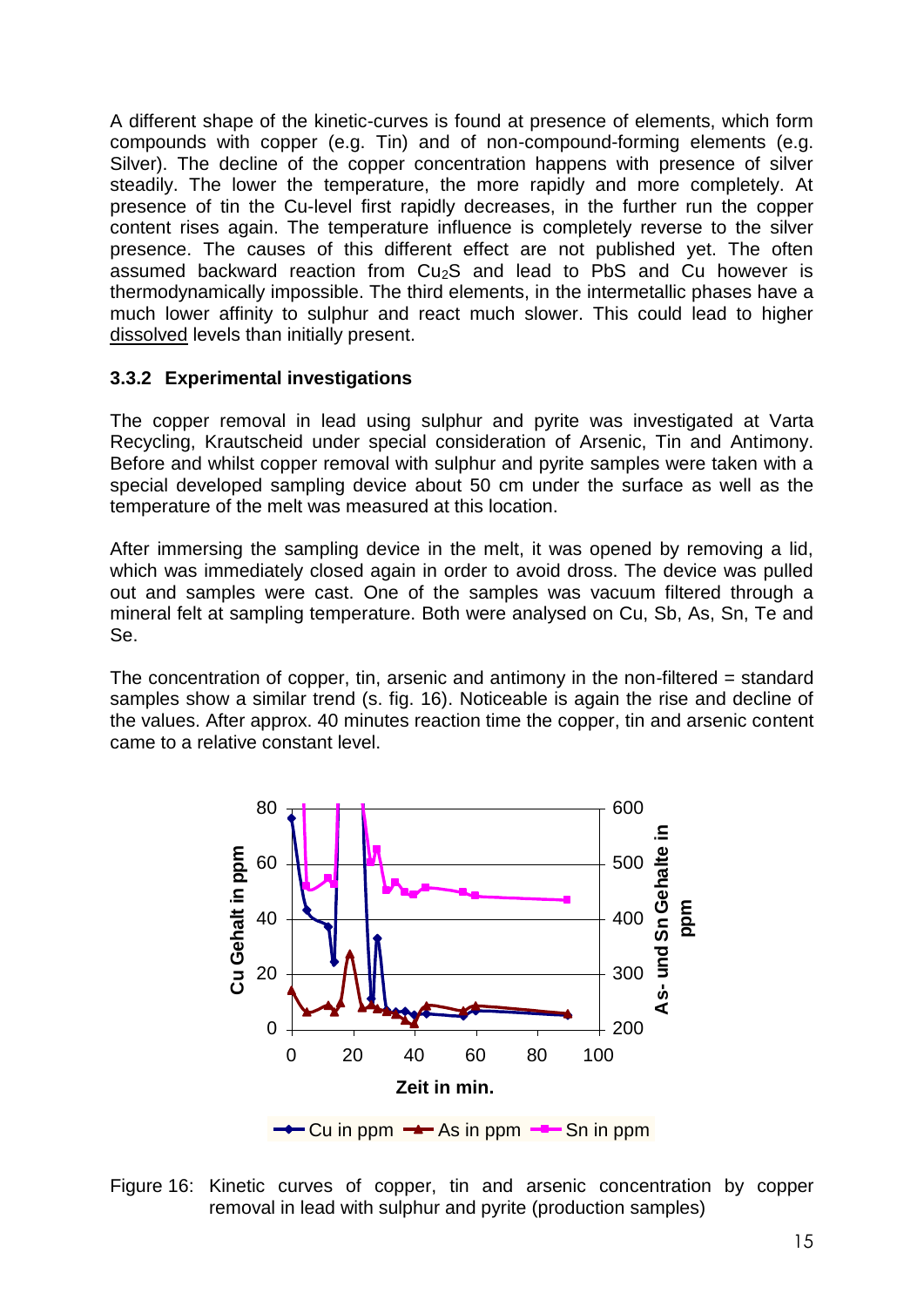A different shape of the kinetic-curves is found at presence of elements, which form compounds with copper (e.g. Tin) and of non-compound-forming elements (e.g. Silver). The decline of the copper concentration happens with presence of silver steadily. The lower the temperature, the more rapidly and more completely. At presence of tin the Cu-level first rapidly decreases, in the further run the copper content rises again. The temperature influence is completely reverse to the silver presence. The causes of this different effect are not published yet. The often assumed backward reaction from $Cu_2S$ and lead to PbS and Cu however is thermodynamically impossible. The third elements, in the intermetallic phases have a much lower affinity to sulphur and react much slower. This could lead to higher dissolved levels than initially present.

### 3.3.2 Experimental investigations

The copper removal in lead using sulphur and pyrite was investigated at Varta Recycling, Krautscheid under special consideration of Arsenic, Tin and Antimony. Before and whilst copper removal with sulphur and pyrite samples were taken with a special developed sampling device about 50 cm under the surface as well as the temperature of the melt was measured at this location.

After immersing the sampling device in the melt, it was opened by removing a lid, which was immediately closed again in order to avoid dross. The device was pulled out and samples were cast. One of the samples was vacuum filtered through a mineral felt at sampling temperature. Both were analysed on Cu, Sb, As, Sn, Te and Se.

The concentration of copper, tin, arsenic and antimony in the non-filtered = standard samples show a similar trend (s. fig. 16). Noticeable is again the rise and decline of the values. After approx. 40 minutes reaction time the copper, tin and arsenic content came to a relative constant level.

Figure 16: Kinetic curves of copper, tin and arsenic concentration by copper removal in lead with sulphur and pyrite (production samples)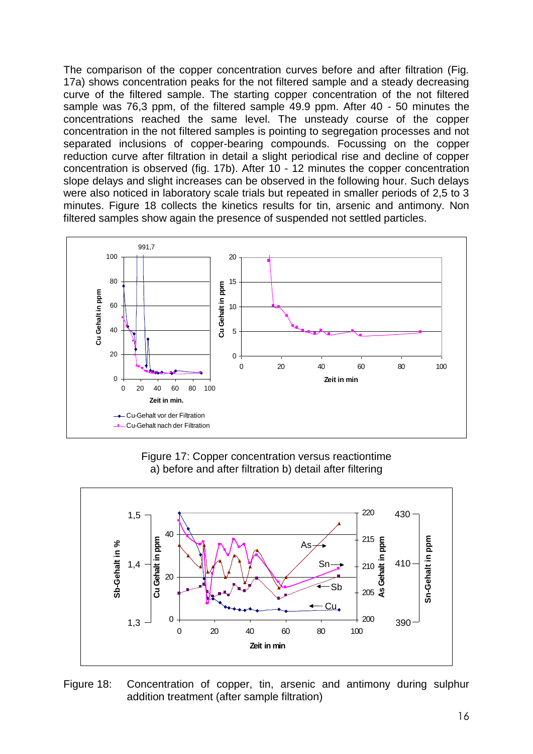The comparison of the copper concentration curves before and after filtration (Fig. 17a) shows concentration peaks for the not filtered sample and a steady decreasing curve of the filtered sample. The starting copper concentration of the not filtered sample was 76,3 ppm, of the filtered sample 49.9 ppm. After 40 - 50 minutes the concentrations reached the same level. The unsteady course of the copper concentration in the not filtered samples is pointing to segregation processes and not separated inclusions of copper-bearing compounds. Focussing on the copper reduction curve after filtration in detail a slight periodical rise and decline of copper concentration is observed (fig. 17b). After 10 - 12 minutes the copper concentration slope delays and slight increases can be observed in the following hour. Such delays were also noticed in laboratory scale trials but repeated in smaller periods of 2,5 to 3 minutes. Figure 18 collects the kinetics results for tin, arsenic and antimony. Non filtered samples show again the presence of suspended not settled particles.

Figure 17: Copper concentration versus reactiontime
a) before and after filtration b) detail after filtering

Figure 18: Concentration of copper, tin, arsenic and antimony during sulphur addition treatment (after sample filtration)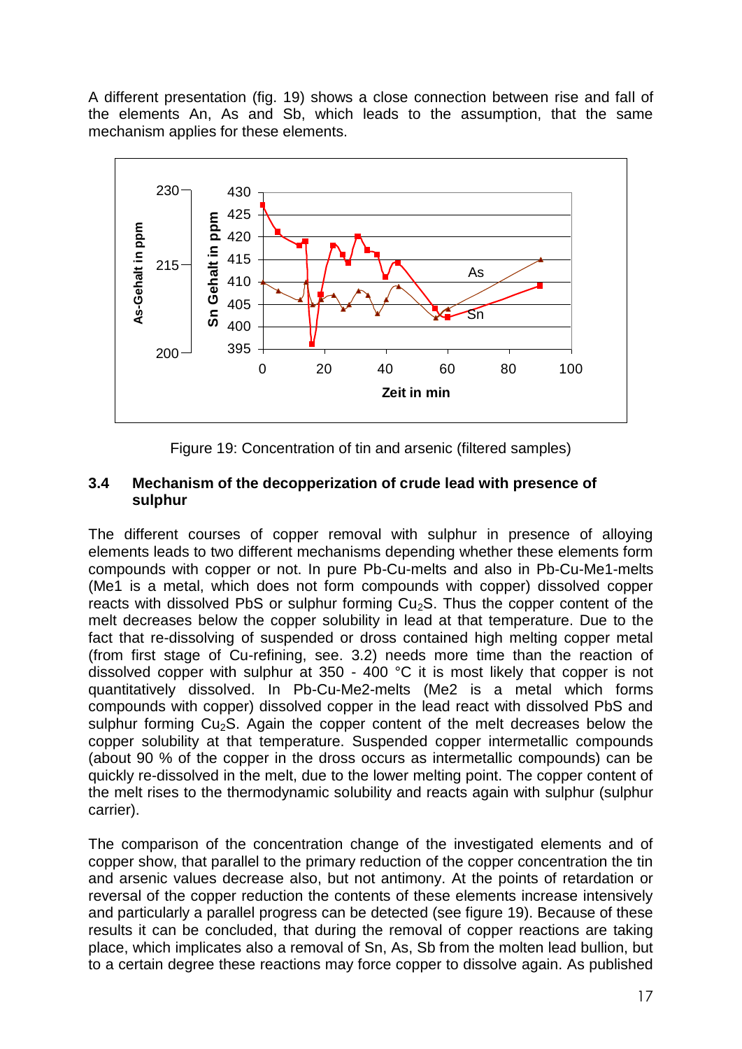A different presentation (fig. 19) shows a close connection between rise and fall of the elements An, As and Sb, which leads to the assumption, that the same mechanism applies for these elements.

Figure 19: Concentration of tin and arsenic (filtered samples)

### 3.4 Mechanism of the decopperization of crude lead with presence of sulphur

The different courses of copper removal with sulphur in presence of alloying elements leads to two different mechanisms depending whether these elements form compounds with copper or not. In pure Pb-Cu-melts and also in Pb-Cu-Me1-melts (Me1 is a metal, which does not form compounds with copper) dissolved copper reacts with dissolved PbS or sulphur forming $Cu_2S$. Thus the copper content of the melt decreases below the copper solubility in lead at that temperature. Due to the fact that re-dissolving of suspended or dross contained high melting copper metal (from first stage of Cu-refining, see. 3.2) needs more time than the reaction of dissolved copper with sulphur at 350 - 400 °C it is most likely that copper is not quantitatively dissolved. In Pb-Cu-Me2-melts (Me2 is a metal which forms compounds with copper) dissolved copper in the lead react with dissolved PbS and sulphur forming $Cu_2S$. Again the copper content of the melt decreases below the copper solubility at that temperature. Suspended copper intermetallic compounds (about 90 % of the copper in the dross occurs as intermetallic compounds) can be quickly re-dissolved in the melt, due to the lower melting point. The copper content of the melt rises to the thermodynamic solubility and reacts again with sulphur (sulphur carrier).

The comparison of the concentration change of the investigated elements and of copper show, that parallel to the primary reduction of the copper concentration the tin and arsenic values decrease also, but not antimony. At the points of retardation or reversal of the copper reduction the contents of these elements increase intensively and particularly a parallel progress can be detected (see figure 19). Because of these results it can be concluded, that during the removal of copper reactions are taking place, which implicates also a removal of Sn, As, Sb from the molten lead bullion, but to a certain degree these reactions may force copper to dissolve again. As published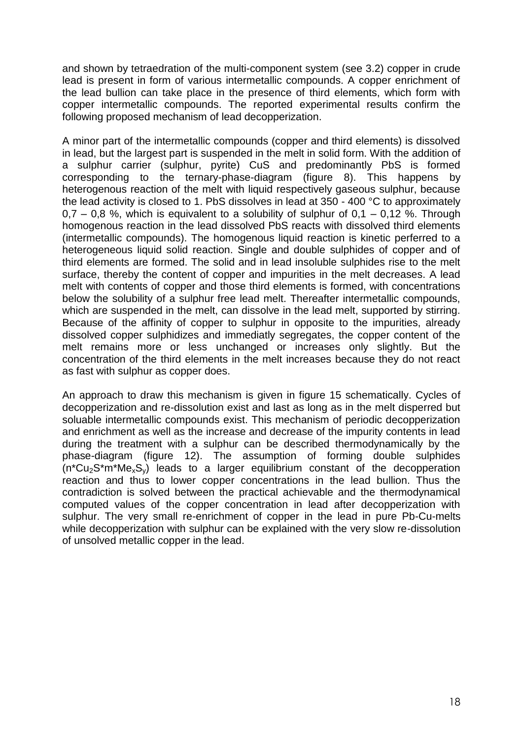and shown by tetraedration of the multi-component system (see 3.2) copper in crude lead is present in form of various intermetallic compounds. A copper enrichment of the lead bullion can take place in the presence of third elements, which form with copper intermetallic compounds. The reported experimental results confirm the following proposed mechanism of lead decopperization.

A minor part of the intermetallic compounds (copper and third elements) is dissolved in lead, but the largest part is suspended in the melt in solid form. With the addition of a sulphur carrier (sulphur, pyrite) CuS and predominantly PbS is formed corresponding to the ternary-phase-diagram (figure 8). This happens by heterogenous reaction of the melt with liquid respectively gaseous sulphur, because the lead activity is closed to 1. PbS dissolves in lead at 350 - 400 °C to approximately 0,7 – 0,8 %, which is equivalent to a solubility of sulphur of 0,1 – 0,12 %. Through homogenous reaction in the lead dissolved PbS reacts with dissolved third elements (intermetallic compounds). The homogenous liquid reaction is kinetic perferred to a heterogeneous liquid solid reaction. Single and double sulphides of copper and of third elements are formed. The solid and in lead insoluble sulphides rise to the melt surface, thereby the content of copper and impurities in the melt decreases. A lead melt with contents of copper and those third elements is formed, with concentrations below the solubility of a sulphur free lead melt. Thereafter intermetallic compounds, which are suspended in the melt, can dissolve in the lead melt, supported by stirring. Because of the affinity of copper to sulphur in opposite to the impurities, already dissolved copper sulphidizes and immediatly segregates, the copper content of the melt remains more or less unchanged or increases only slightly. But the concentration of the third elements in the melt increases because they do not react as fast with sulphur as copper does.

An approach to draw this mechanism is given in figure 15 schematically. Cycles of decopperization and re-dissolution exist and last as long as in the melt disperred but soluable intermetallic compounds exist. This mechanism of periodic decopperization and enrichment as well as the increase and decrease of the impurity contents in lead during the treatment with a sulphur can be described thermodynamically by the phase-diagram (figure 12). The assumption of forming double sulphides ($n*Cu_2S*m*Me_xS_y$) leads to a larger equilibrium constant of the decopperation reaction and thus to lower copper concentrations in the lead bullion. Thus the contradiction is solved between the practical achievable and the thermodynamical computed values of the copper concentration in lead after decopperization with sulphur. The very small re-enrichment of copper in the lead in pure Pb-Cu-melts while decopperization with sulphur can be explained with the very slow re-dissolution of unsolved metallic copper in the lead.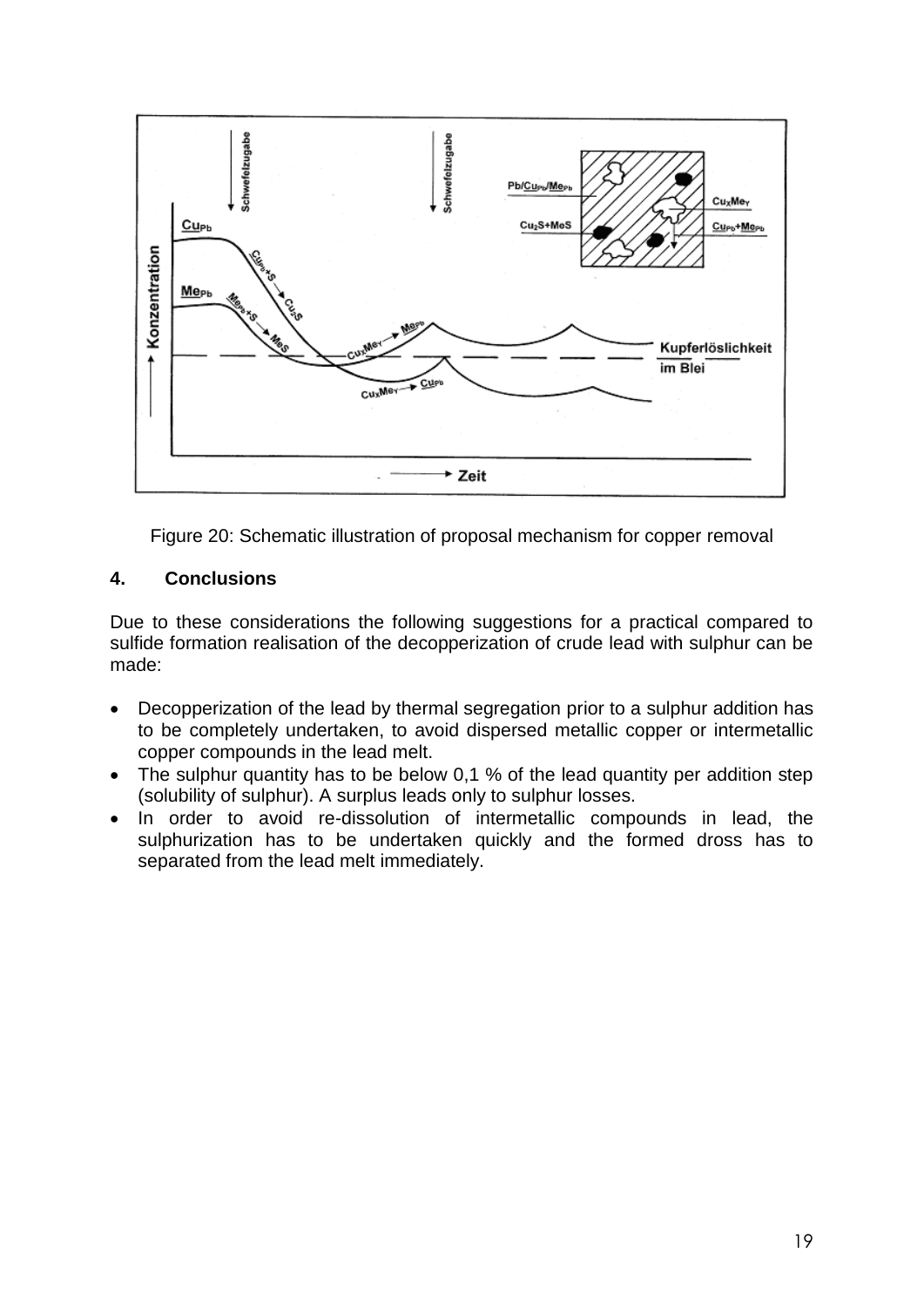Figure 20: Schematic illustration of proposal mechanism for copper removal

## 4. Conclusions

Due to these considerations the following suggestions for a practical compared to sulfide formation realisation of the decopperization of crude lead with sulphur can be made:

- Decopperization of the lead by thermal segregation prior to a sulphur addition has to be completely undertaken, to avoid dispersed metallic copper or intermetallic copper compounds in the lead melt.
- The sulphur quantity has to be below 0,1 % of the lead quantity per addition step (solubility of sulphur). A surplus leads only to sulphur losses.
- In order to avoid re-dissolution of intermetallic compounds in lead, the sulphurization has to be undertaken quickly and the formed dross has to separated from the lead melt immediately.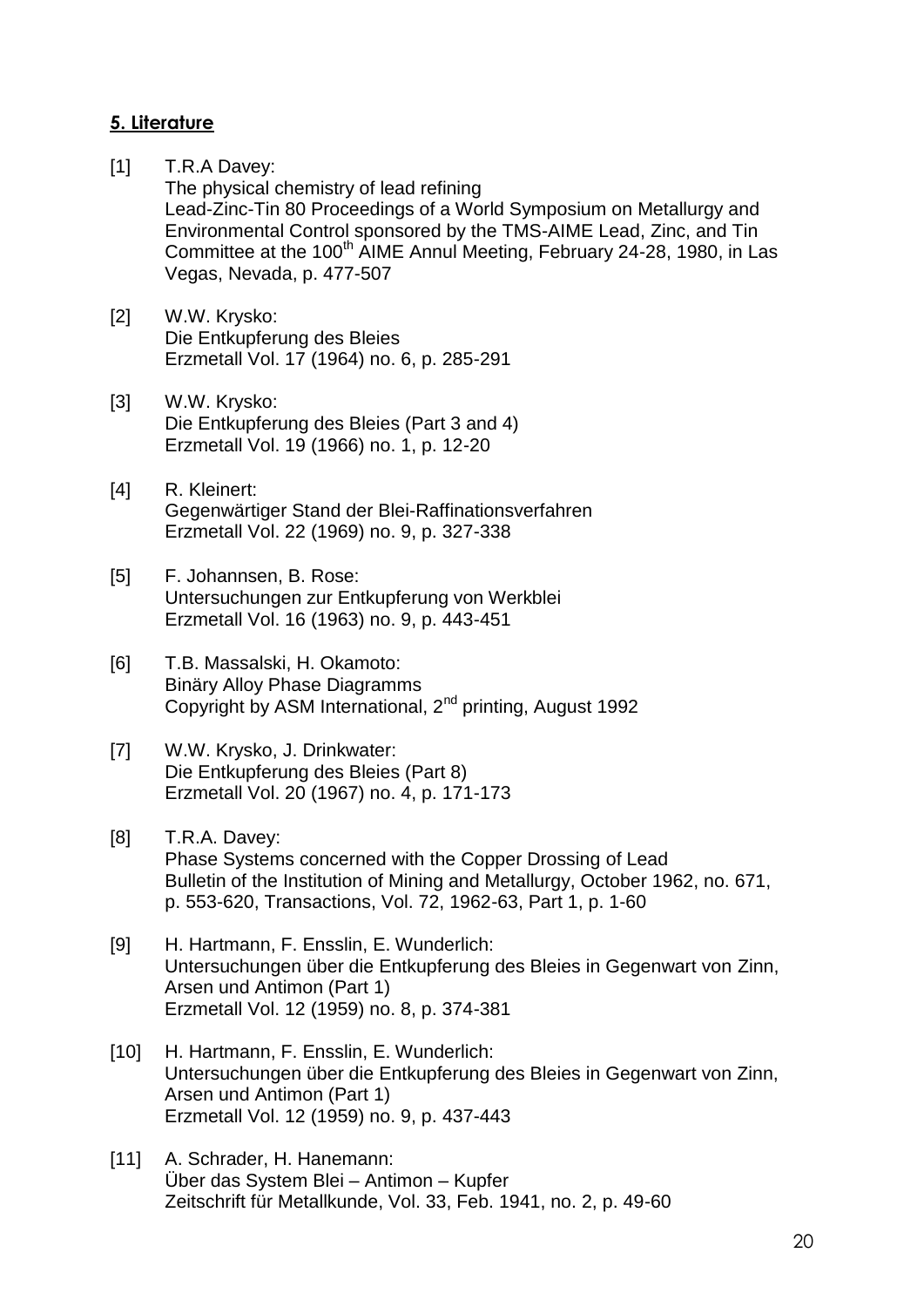## 5. Literature

[1] T.R.A Davey:
The physical chemistry of lead refining
Lead-Zinc-Tin 80 Proceedings of a World Symposium on Metallurgy and Environmental Control sponsored by the TMS-AIME Lead, Zinc, and Tin Committee at the 100th AIME Annul Meeting, February 24-28, 1980, in Las Vegas, Nevada, p. 477-507

[2] W.W. Krysko:
Die Entkupferung des Bleies
Erzmetall Vol. 17 (1964) no. 6, p. 285-291

[3] W.W. Krysko:
Die Entkupferung des Bleies (Part 3 and 4)
Erzmetall Vol. 19 (1966) no. 1, p. 12-20

[4] R. Kleinert:
Gegenwärtiger Stand der Blei-Raffinationsverfahren
Erzmetall Vol. 22 (1969) no. 9, p. 327-338

[5] F. Johannsen, B. Rose:
Untersuchungen zur Entkupferung von Werkblei
Erzmetall Vol. 16 (1963) no. 9, p. 443-451

[6] T.B. Massalski, H. Okamoto:
Binäry Alloy Phase Diagramms
Copyright by ASM International, 2nd printing, August 1992

[7] W.W. Krysko, J. Drinkwater:
Die Entkupferung des Bleies (Part 8)
Erzmetall Vol. 20 (1967) no. 4, p. 171-173

[8] T.R.A. Davey:
Phase Systems concerned with the Copper Drossing of Lead
Bulletin of the Institution of Mining and Metallurgy, October 1962, no. 671, p. 553-620, Transactions, Vol. 72, 1962-63, Part 1, p. 1-60

[9] H. Hartmann, F. Ensslin, E. Wunderlich:
Untersuchungen über die Entkupferung des Bleies in Gegenwart von Zinn, Arsen und Antimon (Part 1)
Erzmetall Vol. 12 (1959) no. 8, p. 374-381

[10] H. Hartmann, F. Ensslin, E. Wunderlich:
Untersuchungen über die Entkupferung des Bleies in Gegenwart von Zinn, Arsen und Antimon (Part 1)
Erzmetall Vol. 12 (1959) no. 9, p. 437-443

[11] A. Schrader, H. Hanemann:
Über das System Blei – Antimon – Kupfer
Zeitschrift für Metallkunde, Vol. 33, Feb. 1941, no. 2, p. 49-60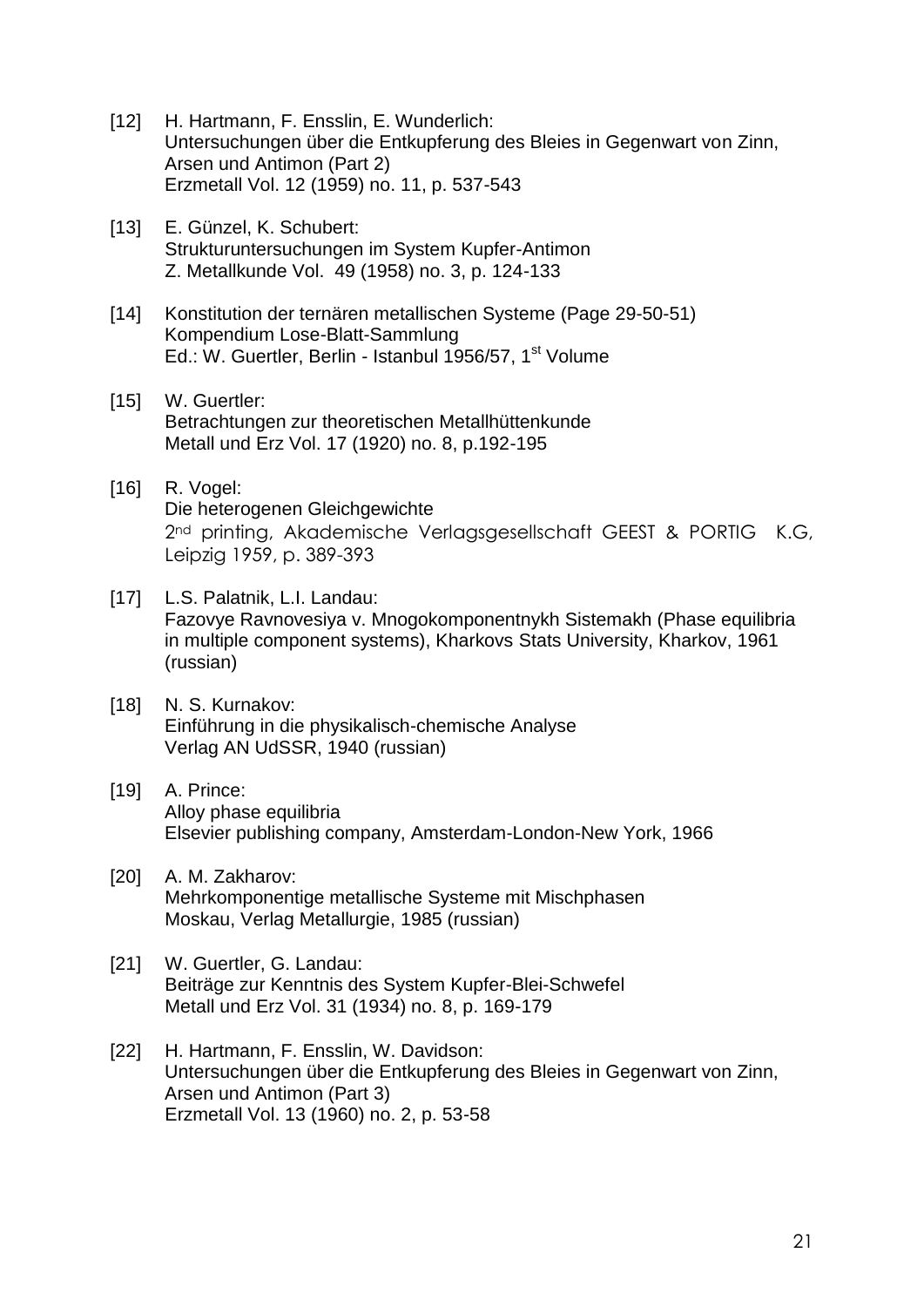[12] H. Hartmann, F. Ensslin, E. Wunderlich:
Untersuchungen über die Entkupferung des Bleies in Gegenwart von Zinn, Arsen und Antimon (Part 2)
Erzmetall Vol. 12 (1959) no. 11, p. 537-543

[13] E. Günzel, K. Schubert:
Strukturuntersuchungen im System Kupfer-Antimon
Z. Metallkunde Vol. 49 (1958) no. 3, p. 124-133

[14] Konstitution der ternären metallischen Systeme (Page 29-50-51)
Kompendium Lose-Blatt-Sammlung
Ed.: W. Guertler, Berlin - Istanbul 1956/57, 1st Volume

[15] W. Guertler:
Betrachtungen zur theoretischen Metallhüttenkunde
Metall und Erz Vol. 17 (1920) no. 8, p.192-195

[16] R. Vogel:
Die heterogenen Gleichgewichte
2nd printing, Akademische Verlagsgesellschaft GEEST & PORTIG K.G, Leipzig 1959, p. 389-393

[17] L.S. Palatnik, L.I. Landau:
Fazovye Ravnovesiya v. Mnogokomponentnykh Sistemakh (Phase equilibria in multiple component systems), Kharkovs Stats University, Kharkov, 1961 (russian)

[18] N. S. Kurnakov:
Einführung in die physikalisch-chemische Analyse
Verlag AN UdSSR, 1940 (russian)

[19] A. Prince:
Alloy phase equilibria
Elsevier publishing company, Amsterdam-London-New York, 1966

[20] A. M. Zakharov:
Mehrkomponentige metallische Systeme mit Mischphasen
Moskau, Verlag Metallurgie, 1985 (russian)

[21] W. Guertler, G. Landau:
Beiträge zur Kenntnis des System Kupfer-Blei-Schwefel
Metall und Erz Vol. 31 (1934) no. 8, p. 169-179

[22] H. Hartmann, F. Ensslin, W. Davidson:
Untersuchungen über die Entkupferung des Bleies in Gegenwart von Zinn, Arsen und Antimon (Part 3)
Erzmetall Vol. 13 (1960) no. 2, p. 53-58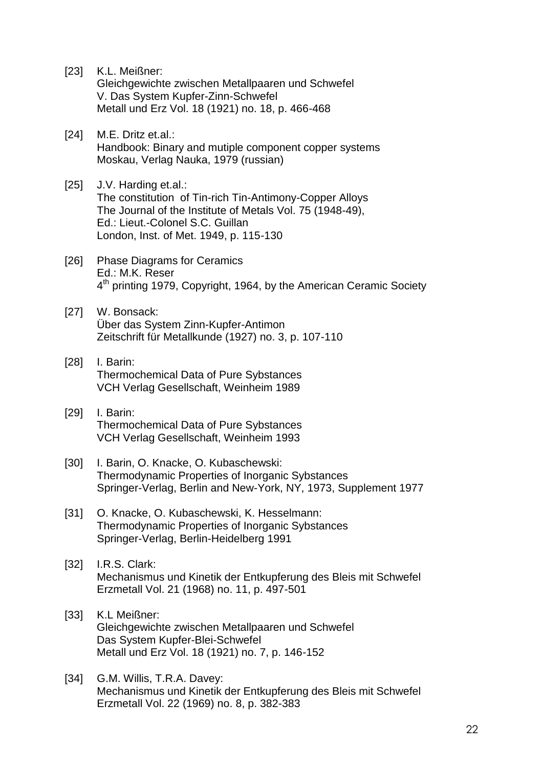[23] K.L. Meißner:
Gleichgewichte zwischen Metallpaaren und Schwefel
V. Das System Kupfer-Zinn-Schwefel
Metall und Erz Vol. 18 (1921) no. 18, p. 466-468

[24] M.E. Dritz et.al.:
Handbook: Binary and mutiple component copper systems
Moskau, Verlag Nauka, 1979 (russian)

[25] J.V. Harding et.al.:
The constitution of Tin-rich Tin-Antimony-Copper Alloys
The Journal of the Institute of Metals Vol. 75 (1948-49),
Ed.: Lieut.-Colonel S.C. Guillan
London, Inst. of Met. 1949, p. 115-130

[26] Phase Diagrams for Ceramics
Ed.: M.K. Reser
$4^{th}$ printing 1979, Copyright, 1964, by the American Ceramic Society

[27] W. Bonsack:
Über das System Zinn-Kupfer-Antimon
Zeitschrift für Metallkunde (1927) no. 3, p. 107-110

[28] I. Barin:
Thermochemical Data of Pure Sybstances
VCH Verlag Gesellschaft, Weinheim 1989

[29] I. Barin:
Thermochemical Data of Pure Sybstances
VCH Verlag Gesellschaft, Weinheim 1993

[30] I. Barin, O. Knacke, O. Kubaschewski:
Thermodynamic Properties of Inorganic Sybstances
Springer-Verlag, Berlin and New-York, NY, 1973, Supplement 1977

[31] O. Knacke, O. Kubaschewski, K. Hesselmann:
Thermodynamic Properties of Inorganic Sybstances
Springer-Verlag, Berlin-Heidelberg 1991

[32] I.R.S. Clark:
Mechanismus und Kinetik der Entkupferung des Bleis mit Schwefel
Erzmetall Vol. 21 (1968) no. 11, p. 497-501

[33] K.L Meißner:
Gleichgewichte zwischen Metallpaaren und Schwefel
Das System Kupfer-Blei-Schwefel
Metall und Erz Vol. 18 (1921) no. 7, p. 146-152

[34] G.M. Willis, T.R.A. Davey:
Mechanismus und Kinetik der Entkupferung des Bleis mit Schwefel
Erzmetall Vol. 22 (1969) no. 8, p. 382-383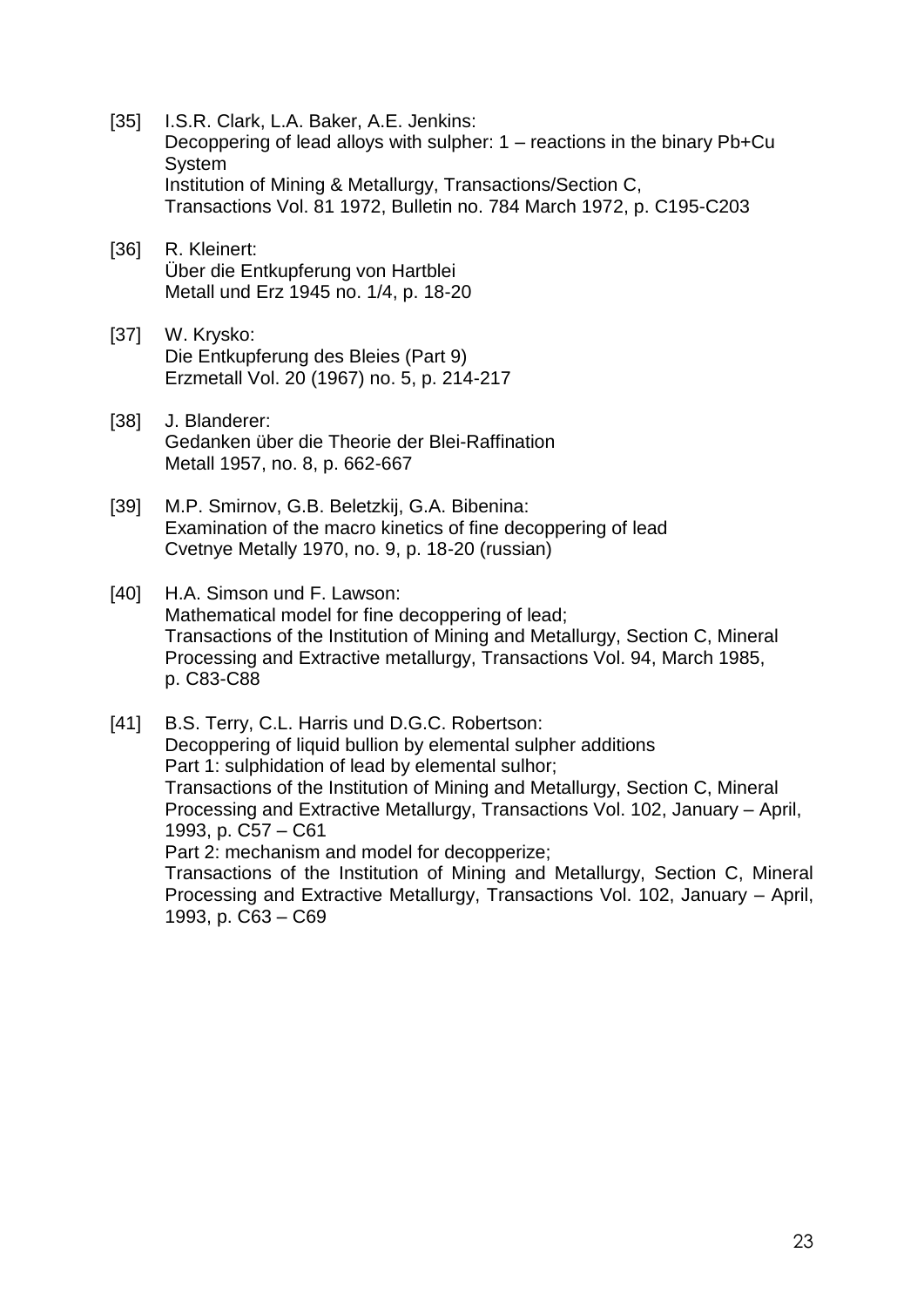[35] I.S.R. Clark, L.A. Baker, A.E. Jenkins:
Decoppering of lead alloys with sulpher: 1 – reactions in the binary Pb+Cu System
Institution of Mining & Metallurgy, Transactions/Section C,
Transactions Vol. 81 1972, Bulletin no. 784 March 1972, p. C195-C203

[36] R. Kleinert:
Über die Entkupferung von Hartblei
Metall und Erz 1945 no. 1/4, p. 18-20

[37] W. Krysko:
Die Entkupferung des Bleies (Part 9)
Erzmetall Vol. 20 (1967) no. 5, p. 214-217

[38] J. Blanderer:
Gedanken über die Theorie der Blei-Raffination
Metall 1957, no. 8, p. 662-667

[39] M.P. Smirnov, G.B. Beletzkij, G.A. Bibenina:
Examination of the macro kinetics of fine decoppering of lead
Cvetnye Metally 1970, no. 9, p. 18-20 (russian)

[40] H.A. Simson und F. Lawson:
Mathematical model for fine decoppering of lead;
Transactions of the Institution of Mining and Metallurgy, Section C, Mineral Processing and Extractive metallurgy, Transactions Vol. 94, March 1985, p. C83-C88

[41] B.S. Terry, C.L. Harris und D.G.C. Robertson:
Decoppering of liquid bullion by elemental sulpher additions
Part 1: sulphidation of lead by elemental sulhor;
Transactions of the Institution of Mining and Metallurgy, Section C, Mineral Processing and Extractive Metallurgy, Transactions Vol. 102, January – April, 1993, p. C57 – C61
Part 2: mechanism and model for decopperize;
Transactions of the Institution of Mining and Metallurgy, Section C, Mineral Processing and Extractive Metallurgy, Transactions Vol. 102, January – April, 1993, p. C63 – C69